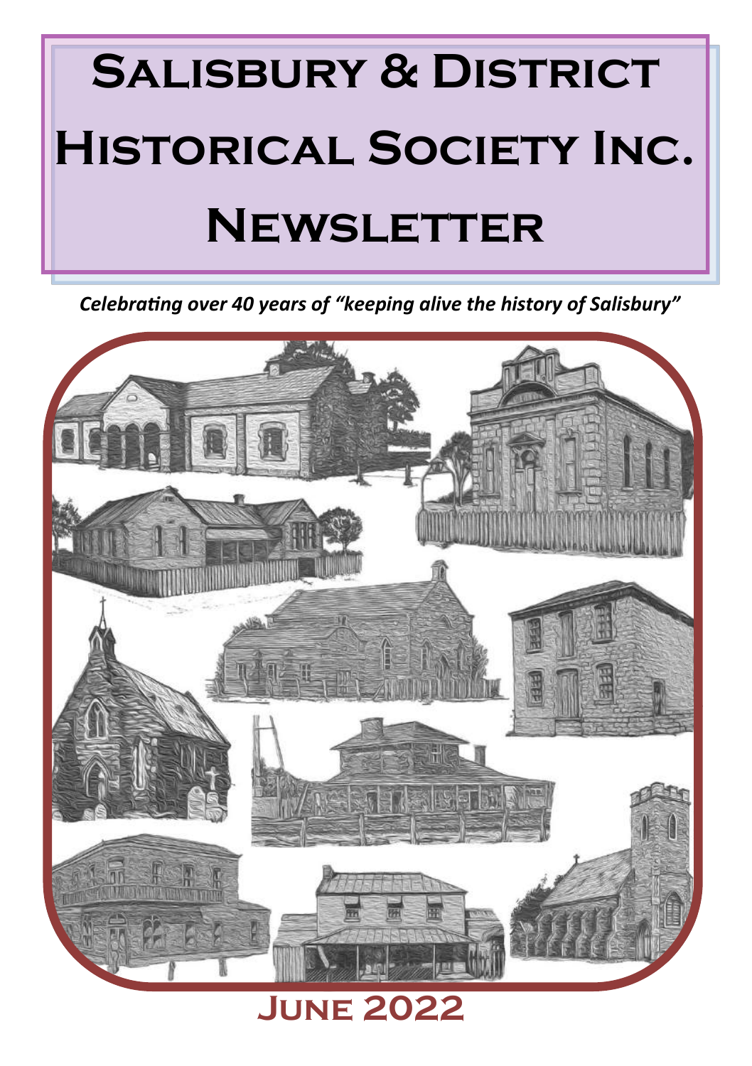# Salisbury & District Historical Society Inc. Newsletter

*Celebrating over 40 years of "keeping alive the history of Salisbury"*

## June 2022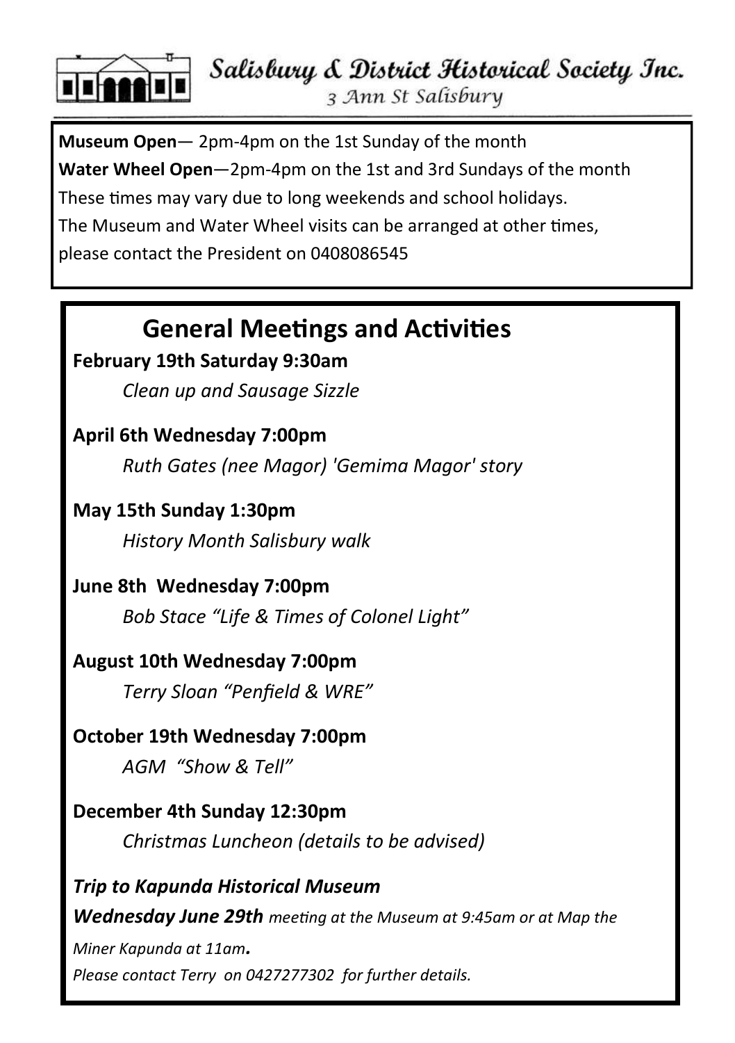**Salisbury & District Historical Society Inc.**

3 Ann St Salisbury

**Museum Open**— 2pm-4pm on the 1st Sunday of the month

**Water Wheel Open**—2pm-4pm on the 1st and 3rd Sundays of the month

These times may vary due to long weekends and school holidays.

The Museum and Water Wheel visits can be arranged at other times, please contact the President on 0408086545

## General Meetings and Activities

**February 19th Saturday 9:30am**

*Clean up and Sausage Sizzle*

**April 6th Wednesday 7:00pm**

*Ruth Gates (nee Magor) 'Gemima Magor' story*

**May 15th Sunday 1:30pm**

*History Month Salisbury walk*

**June 8th Wednesday 7:00pm**

*Bob Stace "Life & Times of Colonel Light"*

**August 10th Wednesday 7:00pm**

*Terry Sloan "Penfield & WRE"*

**October 19th Wednesday 7:00pm**

*AGM "Show & Tell"*

**December 4th Sunday 12:30pm**

*Christmas Luncheon (details to be advised)*

***Trip to Kapunda Historical Museum***

***Wednesday June 29th*** *meeting at the Museum at 9:45am or at Map the Miner Kapunda at 11am.*

*Please contact Terry on 0427277302 for further details.*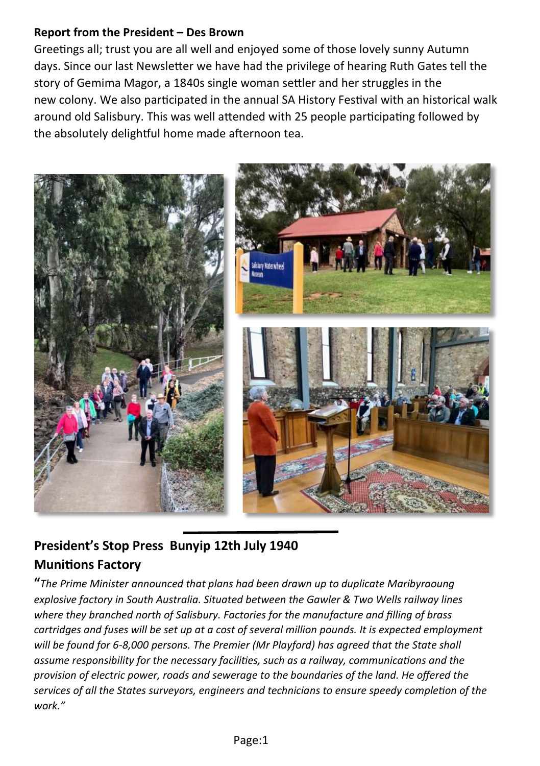**Report from the President – Des Brown**

Greetings all; trust you are all well and enjoyed some of those lovely sunny Autumn days. Since our last Newsletter we have had the privilege of hearing Ruth Gates tell the story of Gemima Magor, a 1840s single woman settler and her struggles in the new colony. We also participated in the annual SA History Festival with an historical walk around old Salisbury. This was well attended with 25 people participating followed by the absolutely delightful home made afternoon tea.

---

## President's Stop Press  Bunyip 12th July 1940

## Munitions Factory

*"The Prime Minister announced that plans had been drawn up to duplicate Maribyraoung explosive factory in South Australia. Situated between the Gawler & Two Wells railway lines where they branched north of Salisbury. Factories for the manufacture and filling of brass cartridges and fuses will be set up at a cost of several million pounds. It is expected employment will be found for 6-8,000 persons. The Premier (Mr Playford) has agreed that the State shall assume responsibility for the necessary facilities, such as a railway, communications and the provision of electric power, roads and sewerage to the boundaries of the land. He offered the services of all the States surveyors, engineers and technicians to ensure speedy completion of the work."*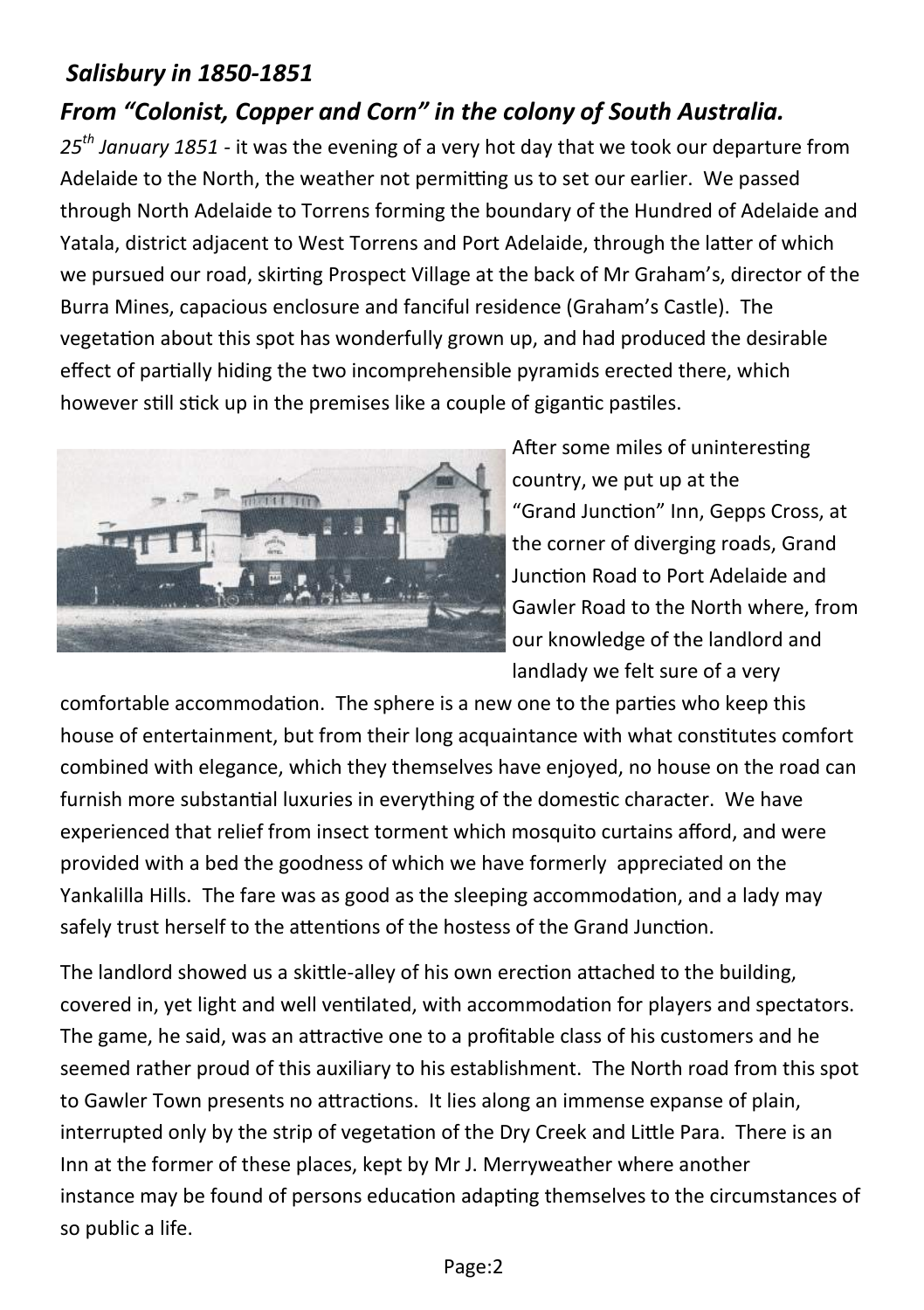## *Salisbury in 1850-1851*

## *From "Colonist, Copper and Corn" in the colony of South Australia.*

*25th January 1851* - it was the evening of a very hot day that we took our departure from Adelaide to the North, the weather not permitting us to set our earlier. We passed through North Adelaide to Torrens forming the boundary of the Hundred of Adelaide and Yatala, district adjacent to West Torrens and Port Adelaide, through the latter of which we pursued our road, skirting Prospect Village at the back of Mr Graham's, director of the Burra Mines, capacious enclosure and fanciful residence (Graham's Castle). The vegetation about this spot has wonderfully grown up, and had produced the desirable effect of partially hiding the two incomprehensible pyramids erected there, which however still stick up in the premises like a couple of gigantic pastiles.

After some miles of uninteresting country, we put up at the "Grand Junction" Inn, Gepps Cross, at the corner of diverging roads, Grand Junction Road to Port Adelaide and Gawler Road to the North where, from our knowledge of the landlord and landlady we felt sure of a very comfortable accommodation. The sphere is a new one to the parties who keep this house of entertainment, but from their long acquaintance with what constitutes comfort combined with elegance, which they themselves have enjoyed, no house on the road can furnish more substantial luxuries in everything of the domestic character. We have experienced that relief from insect torment which mosquito curtains afford, and were provided with a bed the goodness of which we have formerly appreciated on the Yankalilla Hills. The fare was as good as the sleeping accommodation, and a lady may safely trust herself to the attentions of the hostess of the Grand Junction.

The landlord showed us a skittle-alley of his own erection attached to the building, covered in, yet light and well ventilated, with accommodation for players and spectators. The game, he said, was an attractive one to a profitable class of his customers and he seemed rather proud of this auxiliary to his establishment. The North road from this spot to Gawler Town presents no attractions. It lies along an immense expanse of plain, interrupted only by the strip of vegetation of the Dry Creek and Little Para. There is an Inn at the former of these places, kept by Mr J. Merryweather where another instance may be found of persons education adapting themselves to the circumstances of so public a life.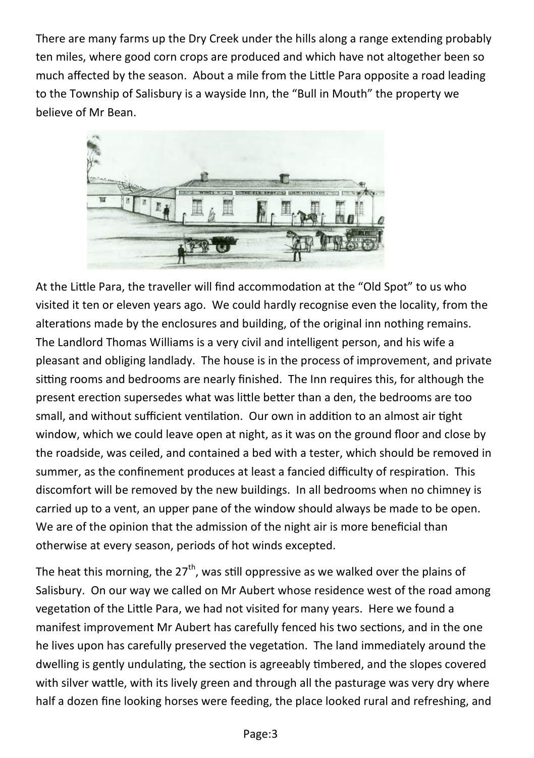There are many farms up the Dry Creek under the hills along a range extending probably ten miles, where good corn crops are produced and which have not altogether been so much affected by the season. About a mile from the Little Para opposite a road leading to the Township of Salisbury is a wayside Inn, the "Bull in Mouth" the property we believe of Mr Bean.

At the Little Para, the traveller will find accommodation at the "Old Spot" to us who visited it ten or eleven years ago. We could hardly recognise even the locality, from the alterations made by the enclosures and building, of the original inn nothing remains. The Landlord Thomas Williams is a very civil and intelligent person, and his wife a pleasant and obliging landlady. The house is in the process of improvement, and private sitting rooms and bedrooms are nearly finished. The Inn requires this, for although the present erection supersedes what was little better than a den, the bedrooms are too small, and without sufficient ventilation. Our own in addition to an almost air tight window, which we could leave open at night, as it was on the ground floor and close by the roadside, was ceiled, and contained a bed with a tester, which should be removed in summer, as the confinement produces at least a fancied difficulty of respiration. This discomfort will be removed by the new buildings. In all bedrooms when no chimney is carried up to a vent, an upper pane of the window should always be made to be open. We are of the opinion that the admission of the night air is more beneficial than otherwise at every season, periods of hot winds excepted.

The heat this morning, the 27th, was still oppressive as we walked over the plains of Salisbury. On our way we called on Mr Aubert whose residence west of the road among vegetation of the Little Para, we had not visited for many years. Here we found a manifest improvement Mr Aubert has carefully fenced his two sections, and in the one he lives upon has carefully preserved the vegetation. The land immediately around the dwelling is gently undulating, the section is agreeably timbered, and the slopes covered with silver wattle, with its lively green and through all the pasturage was very dry where half a dozen fine looking horses were feeding, the place looked rural and refreshing, and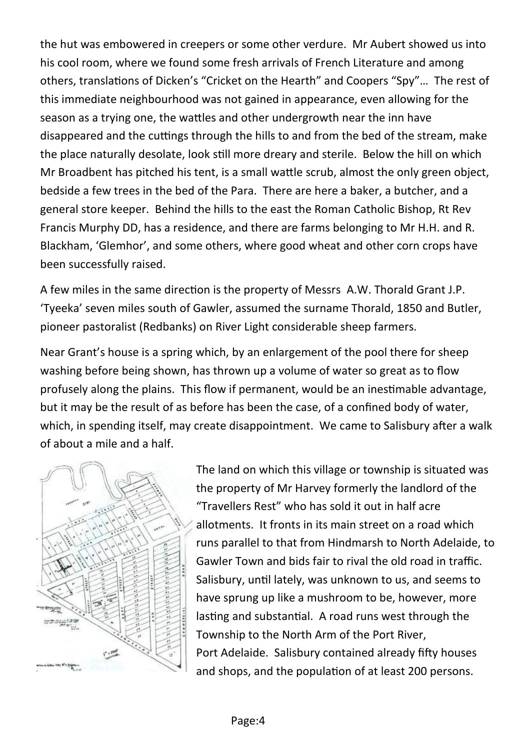the hut was embowered in creepers or some other verdure. Mr Aubert showed us into his cool room, where we found some fresh arrivals of French Literature and among others, translations of Dicken's "Cricket on the Hearth" and Coopers "Spy"… The rest of this immediate neighbourhood was not gained in appearance, even allowing for the season as a trying one, the wattles and other undergrowth near the inn have disappeared and the cuttings through the hills to and from the bed of the stream, make the place naturally desolate, look still more dreary and sterile. Below the hill on which Mr Broadbent has pitched his tent, is a small wattle scrub, almost the only green object, bedside a few trees in the bed of the Para. There are here a baker, a butcher, and a general store keeper. Behind the hills to the east the Roman Catholic Bishop, Rt Rev Francis Murphy DD, has a residence, and there are farms belonging to Mr H.H. and R. Blackham, 'Glemhor', and some others, where good wheat and other corn crops have been successfully raised.

A few miles in the same direction is the property of Messrs A.W. Thorald Grant J.P. 'Tyeeka' seven miles south of Gawler, assumed the surname Thorald, 1850 and Butler, pioneer pastoralist (Redbanks) on River Light considerable sheep farmers.

Near Grant's house is a spring which, by an enlargement of the pool there for sheep washing before being shown, has thrown up a volume of water so great as to flow profusely along the plains. This flow if permanent, would be an inestimable advantage, but it may be the result of as before has been the case, of a confined body of water, which, in spending itself, may create disappointment. We came to Salisbury after a walk of about a mile and a half.

The land on which this village or township is situated was the property of Mr Harvey formerly the landlord of the "Travellers Rest" who has sold it out in half acre allotments. It fronts in its main street on a road which runs parallel to that from Hindmarsh to North Adelaide, to Gawler Town and bids fair to rival the old road in traffic. Salisbury, until lately, was unknown to us, and seems to have sprung up like a mushroom to be, however, more lasting and substantial. A road runs west through the Township to the North Arm of the Port River, Port Adelaide. Salisbury contained already fifty houses and shops, and the population of at least 200 persons.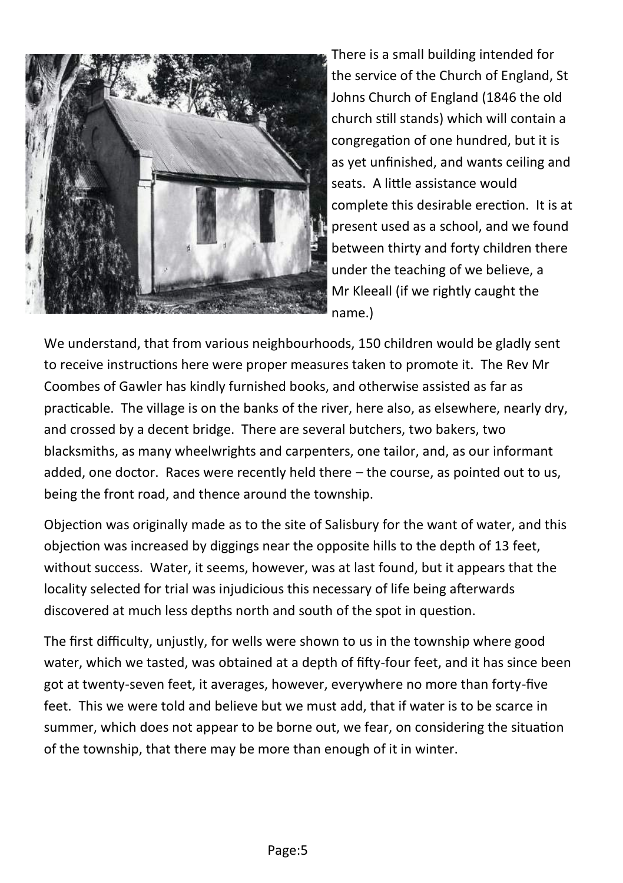There is a small building intended for the service of the Church of England, St Johns Church of England (1846 the old church still stands) which will contain a congregation of one hundred, but it is as yet unfinished, and wants ceiling and seats. A little assistance would complete this desirable erection. It is at present used as a school, and we found between thirty and forty children there under the teaching of we believe, a Mr Kleeall (if we rightly caught the name.)

We understand, that from various neighbourhoods, 150 children would be gladly sent to receive instructions here were proper measures taken to promote it. The Rev Mr Coombes of Gawler has kindly furnished books, and otherwise assisted as far as practicable. The village is on the banks of the river, here also, as elsewhere, nearly dry, and crossed by a decent bridge. There are several butchers, two bakers, two blacksmiths, as many wheelwrights and carpenters, one tailor, and, as our informant added, one doctor. Races were recently held there – the course, as pointed out to us, being the front road, and thence around the township.

Objection was originally made as to the site of Salisbury for the want of water, and this objection was increased by diggings near the opposite hills to the depth of 13 feet, without success. Water, it seems, however, was at last found, but it appears that the locality selected for trial was injudicious this necessary of life being afterwards discovered at much less depths north and south of the spot in question.

The first difficulty, unjustly, for wells were shown to us in the township where good water, which we tasted, was obtained at a depth of fifty-four feet, and it has since been got at twenty-seven feet, it averages, however, everywhere no more than forty-five feet. This we were told and believe but we must add, that if water is to be scarce in summer, which does not appear to be borne out, we fear, on considering the situation of the township, that there may be more than enough of it in winter.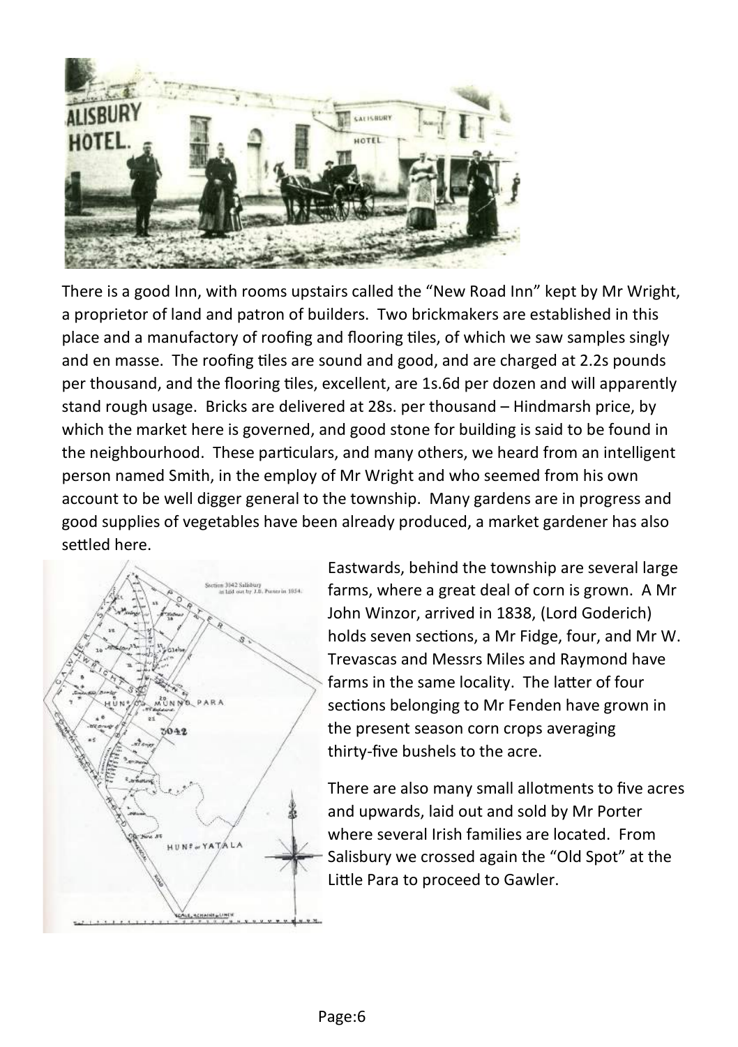There is a good Inn, with rooms upstairs called the "New Road Inn" kept by Mr Wright, a proprietor of land and patron of builders. Two brickmakers are established in this place and a manufactory of roofing and flooring tiles, of which we saw samples singly and en masse. The roofing tiles are sound and good, and are charged at 2.2s pounds per thousand, and the flooring tiles, excellent, are 1s.6d per dozen and will apparently stand rough usage. Bricks are delivered at 28s. per thousand – Hindmarsh price, by which the market here is governed, and good stone for building is said to be found in the neighbourhood. These particulars, and many others, we heard from an intelligent person named Smith, in the employ of Mr Wright and who seemed from his own account to be well digger general to the township. Many gardens are in progress and good supplies of vegetables have been already produced, a market gardener has also settled here.

Eastwards, behind the township are several large farms, where a great deal of corn is grown. A Mr John Winzor, arrived in 1838, (Lord Goderich) holds seven sections, a Mr Fidge, four, and Mr W. Trevascas and Messrs Miles and Raymond have farms in the same locality. The latter of four sections belonging to Mr Fenden have grown in the present season corn crops averaging thirty-five bushels to the acre.

There are also many small allotments to five acres and upwards, laid out and sold by Mr Porter where several Irish families are located. From Salisbury we crossed again the "Old Spot" at the Little Para to proceed to Gawler.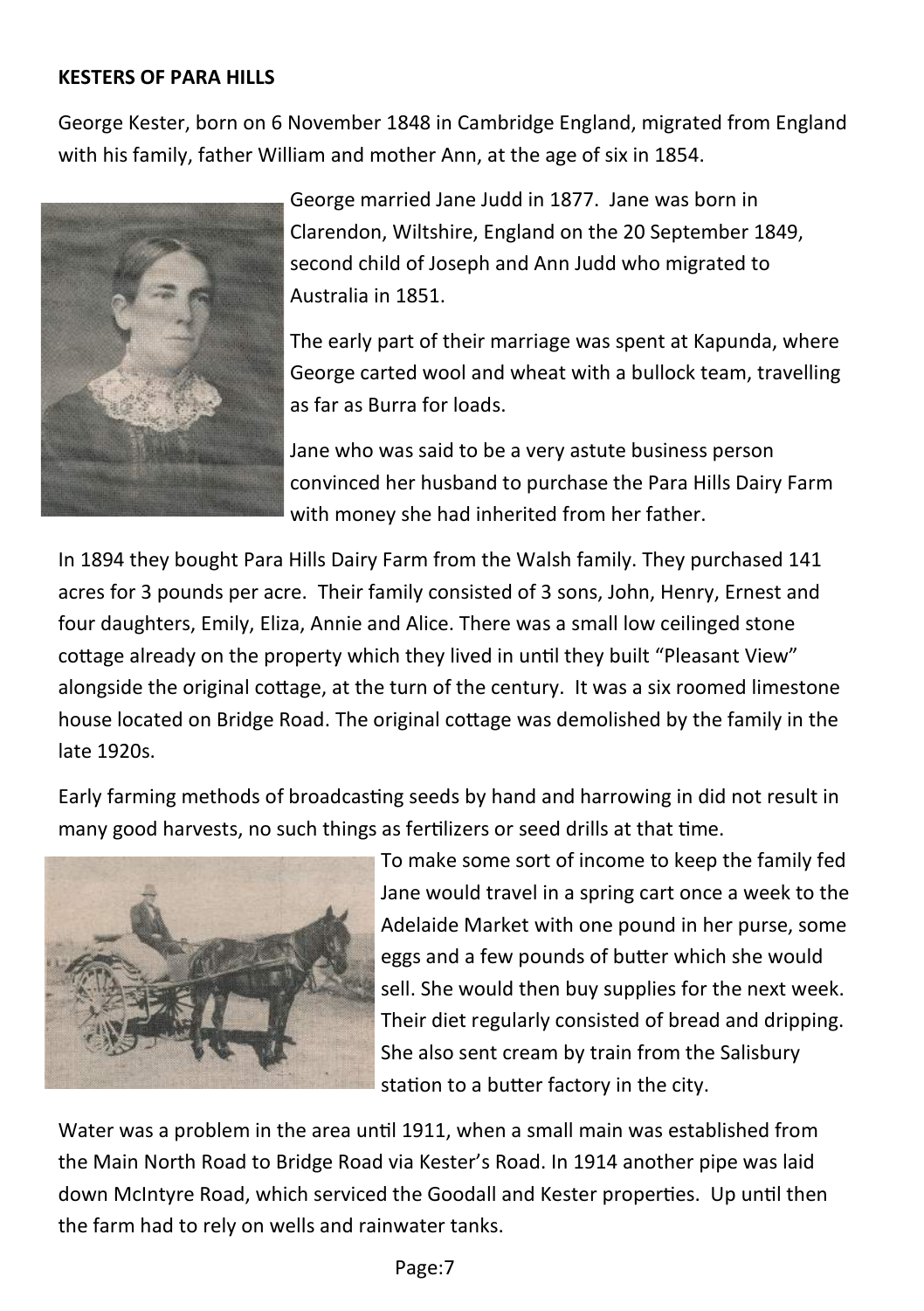**KESTERS OF PARA HILLS**

George Kester, born on 6 November 1848 in Cambridge England, migrated from England with his family, father William and mother Ann, at the age of six in 1854.

George married Jane Judd in 1877. Jane was born in Clarendon, Wiltshire, England on the 20 September 1849, second child of Joseph and Ann Judd who migrated to Australia in 1851.

The early part of their marriage was spent at Kapunda, where George carted wool and wheat with a bullock team, travelling as far as Burra for loads.

Jane who was said to be a very astute business person convinced her husband to purchase the Para Hills Dairy Farm with money she had inherited from her father.

In 1894 they bought Para Hills Dairy Farm from the Walsh family. They purchased 141 acres for 3 pounds per acre. Their family consisted of 3 sons, John, Henry, Ernest and four daughters, Emily, Eliza, Annie and Alice. There was a small low ceilinged stone cottage already on the property which they lived in until they built "Pleasant View" alongside the original cottage, at the turn of the century. It was a six roomed limestone house located on Bridge Road. The original cottage was demolished by the family in the late 1920s.

Early farming methods of broadcasting seeds by hand and harrowing in did not result in many good harvests, no such things as fertilizers or seed drills at that time.

To make some sort of income to keep the family fed Jane would travel in a spring cart once a week to the Adelaide Market with one pound in her purse, some eggs and a few pounds of butter which she would sell. She would then buy supplies for the next week. Their diet regularly consisted of bread and dripping. She also sent cream by train from the Salisbury station to a butter factory in the city.

Water was a problem in the area until 1911, when a small main was established from the Main North Road to Bridge Road via Kester's Road. In 1914 another pipe was laid down McIntyre Road, which serviced the Goodall and Kester properties. Up until then the farm had to rely on wells and rainwater tanks.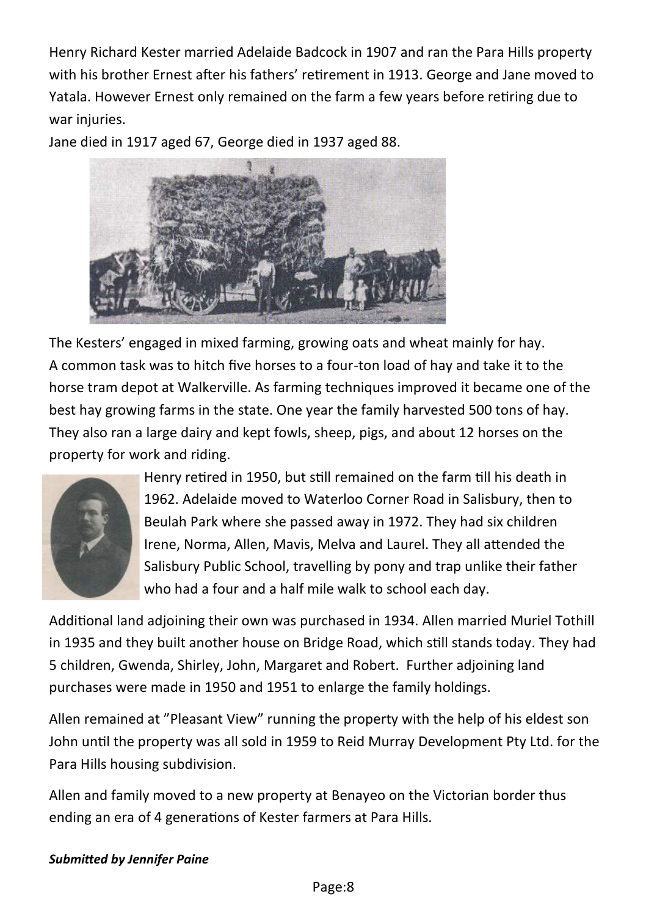Henry Richard Kester married Adelaide Badcock in 1907 and ran the Para Hills property with his brother Ernest after his fathers' retirement in 1913. George and Jane moved to Yatala. However Ernest only remained on the farm a few years before retiring due to war injuries.

Jane died in 1917 aged 67, George died in 1937 aged 88.

The Kesters' engaged in mixed farming, growing oats and wheat mainly for hay. A common task was to hitch five horses to a four-ton load of hay and take it to the horse tram depot at Walkerville. As farming techniques improved it became one of the best hay growing farms in the state. One year the family harvested 500 tons of hay. They also ran a large dairy and kept fowls, sheep, pigs, and about 12 horses on the property for work and riding.

Henry retired in 1950, but still remained on the farm till his death in 1962. Adelaide moved to Waterloo Corner Road in Salisbury, then to Beulah Park where she passed away in 1972. They had six children Irene, Norma, Allen, Mavis, Melva and Laurel. They all attended the Salisbury Public School, travelling by pony and trap unlike their father who had a four and a half mile walk to school each day.

Additional land adjoining their own was purchased in 1934. Allen married Muriel Tothill in 1935 and they built another house on Bridge Road, which still stands today. They had 5 children, Gwenda, Shirley, John, Margaret and Robert. Further adjoining land purchases were made in 1950 and 1951 to enlarge the family holdings.

Allen remained at "Pleasant View" running the property with the help of his eldest son John until the property was all sold in 1959 to Reid Murray Development Pty Ltd. for the Para Hills housing subdivision.

Allen and family moved to a new property at Benayeo on the Victorian border thus ending an era of 4 generations of Kester farmers at Para Hills.

***Submitted by Jennifer Paine***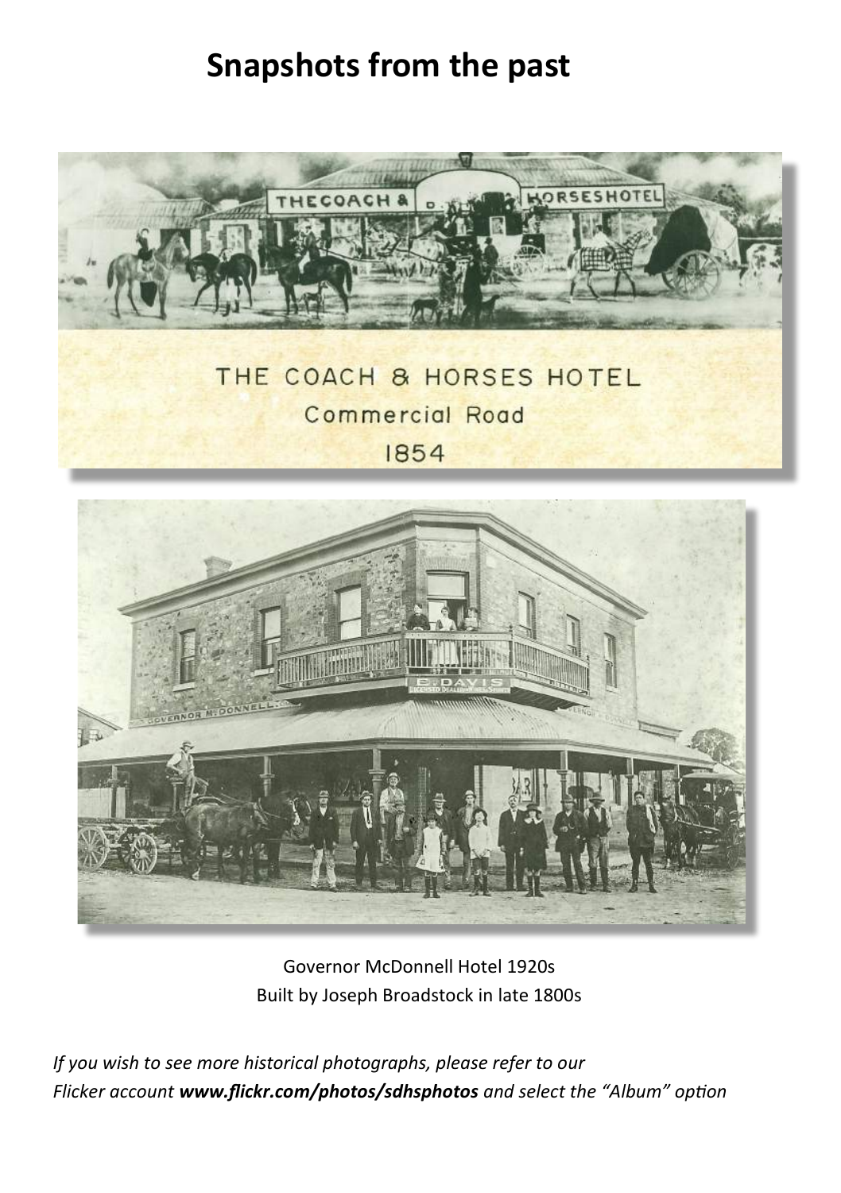# Snapshots from the past

THE COACH & HORSES HOTEL

Commercial Road

1854

Governor McDonnell Hotel 1920s
Built by Joseph Broadstock in late 1800s

*If you wish to see more historical photographs, please refer to our Flicker account **www.flickr.com/photos/sdhsphotos** and select the "Album" option*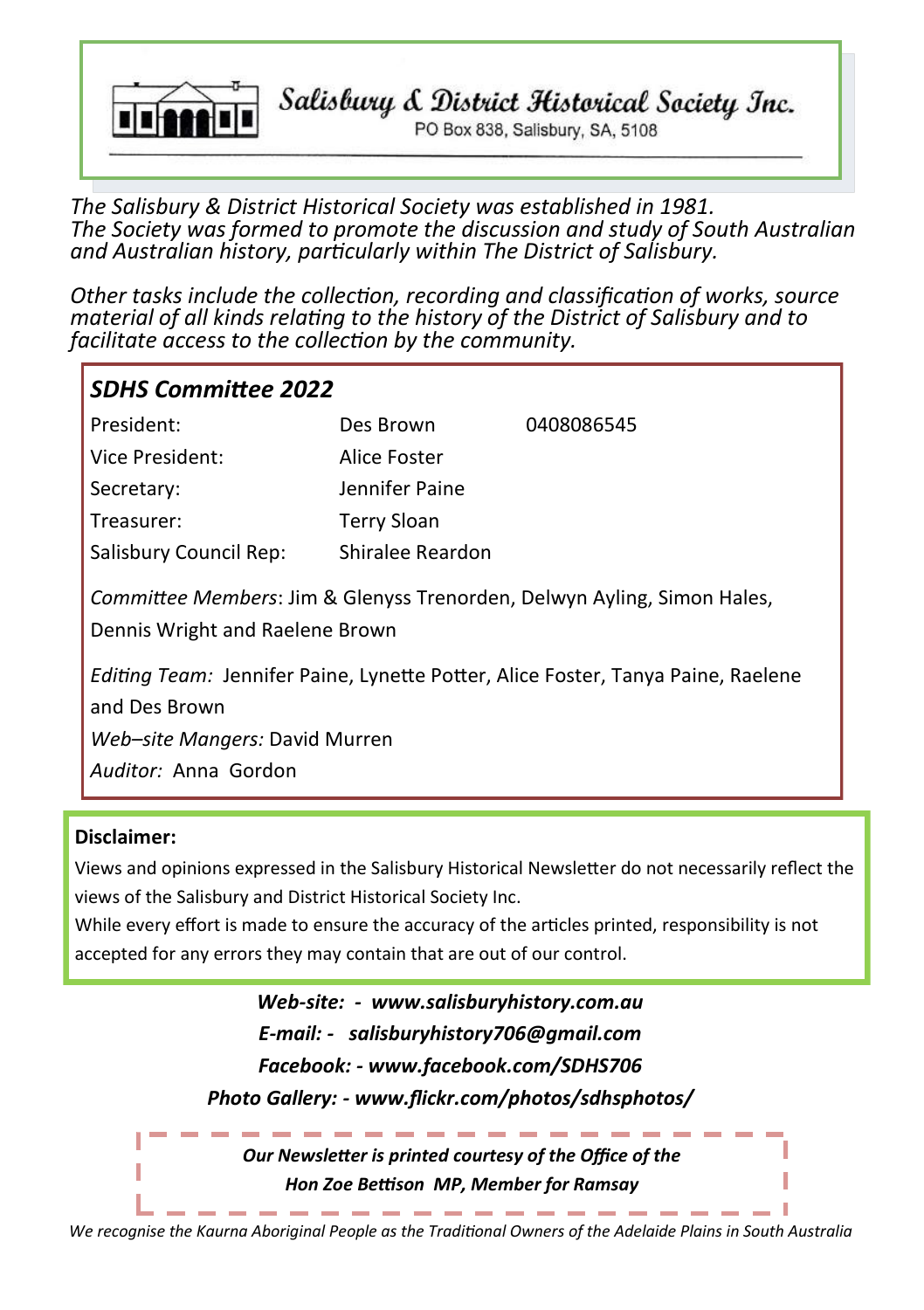# Salisbury & District Historical Society Inc.

PO Box 838, Salisbury, SA, 5108

*The Salisbury & District Historical Society was established in 1981. The Society was formed to promote the discussion and study of South Australian and Australian history, particularly within The District of Salisbury.*

*Other tasks include the collection, recording and classification of works, source material of all kinds relating to the history of the District of Salisbury and to facilitate access to the collection by the community.*

## *SDHS Committee 2022*

| | | |
|---|---|---|
| President: | Des Brown | 0408086545 |
| Vice President: | Alice Foster | |
| Secretary: | Jennifer Paine | |
| Treasurer: | Terry Sloan | |
| Salisbury Council Rep: | Shiralee Reardon | |

*Committee Members*: Jim & Glenyss Trenorden, Delwyn Ayling, Simon Hales, Dennis Wright and Raelene Brown

*Editing Team:* Jennifer Paine, Lynette Potter, Alice Foster, Tanya Paine, Raelene and Des Brown

*Web–site Mangers:* David Murren

*Auditor:* Anna Gordon

**Disclaimer:**

Views and opinions expressed in the Salisbury Historical Newsletter do not necessarily reflect the views of the Salisbury and District Historical Society Inc.

While every effort is made to ensure the accuracy of the articles printed, responsibility is not accepted for any errors they may contain that are out of our control.

***Web-site: - www.salisburyhistory.com.au***

***E-mail: - salisburyhistory706@gmail.com***

***Facebook: - www.facebook.com/SDHS706***

***Photo Gallery: - www.flickr.com/photos/sdhsphotos/***

***Our Newsletter is printed courtesy of the Office of the Hon Zoe Bettison MP, Member for Ramsay***

*We recognise the Kaurna Aboriginal People as the Traditional Owners of the Adelaide Plains in South Australia*